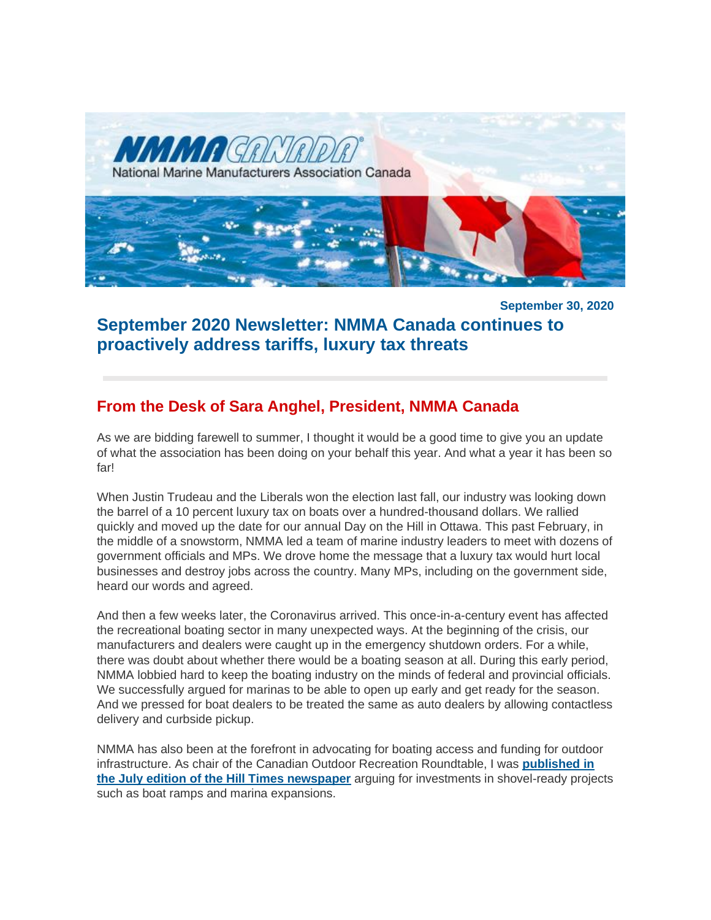NMMA CANADA
National Marine Manufacturers Association Canada

**September 30, 2020**

# September 2020 Newsletter: NMMA Canada continues to proactively address tariffs, luxury tax threats

## From the Desk of Sara Anghel, President, NMMA Canada

As we are bidding farewell to summer, I thought it would be a good time to give you an update of what the association has been doing on your behalf this year. And what a year it has been so far!

When Justin Trudeau and the Liberals won the election last fall, our industry was looking down the barrel of a 10 percent luxury tax on boats over a hundred-thousand dollars. We rallied quickly and moved up the date for our annual Day on the Hill in Ottawa. This past February, in the middle of a snowstorm, NMMA led a team of marine industry leaders to meet with dozens of government officials and MPs. We drove home the message that a luxury tax would hurt local businesses and destroy jobs across the country. Many MPs, including on the government side, heard our words and agreed.

And then a few weeks later, the Coronavirus arrived. This once-in-a-century event has affected the recreational boating sector in many unexpected ways. At the beginning of the crisis, our manufacturers and dealers were caught up in the emergency shutdown orders. For a while, there was doubt about whether there would be a boating season at all. During this early period, NMMA lobbied hard to keep the boating industry on the minds of federal and provincial officials. We successfully argued for marinas to be able to open up early and get ready for the season. And we pressed for boat dealers to be treated the same as auto dealers by allowing contactless delivery and curbside pickup.

NMMA has also been at the forefront in advocating for boating access and funding for outdoor infrastructure. As chair of the Canadian Outdoor Recreation Roundtable, I was **published in the July edition of the Hill Times newspaper** arguing for investments in shovel-ready projects such as boat ramps and marina expansions.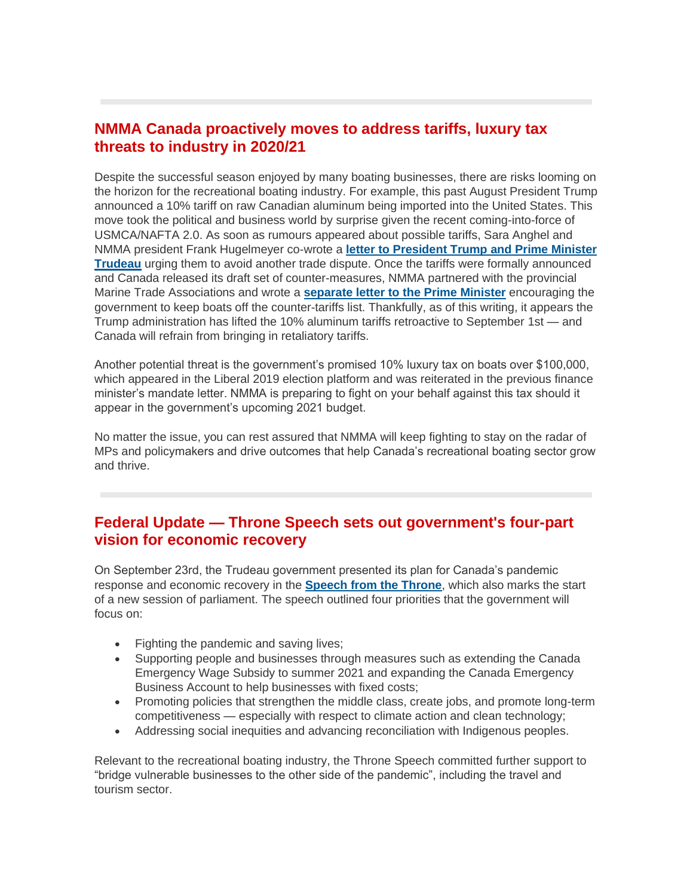## NMMA Canada proactively moves to address tariffs, luxury tax threats to industry in 2020/21

Despite the successful season enjoyed by many boating businesses, there are risks looming on the horizon for the recreational boating industry. For example, this past August President Trump announced a 10% tariff on raw Canadian aluminum being imported into the United States. This move took the political and business world by surprise given the recent coming-into-force of USMCA/NAFTA 2.0. As soon as rumours appeared about possible tariffs, Sara Anghel and NMMA president Frank Hugelmeyer co-wrote a **letter to President Trump and Prime Minister Trudeau** urging them to avoid another trade dispute. Once the tariffs were formally announced and Canada released its draft set of counter-measures, NMMA partnered with the provincial Marine Trade Associations and wrote a **separate letter to the Prime Minister** encouraging the government to keep boats off the counter-tariffs list. Thankfully, as of this writing, it appears the Trump administration has lifted the 10% aluminum tariffs retroactive to September 1st — and Canada will refrain from bringing in retaliatory tariffs.

Another potential threat is the government's promised 10% luxury tax on boats over $100,000, which appeared in the Liberal 2019 election platform and was reiterated in the previous finance minister's mandate letter. NMMA is preparing to fight on your behalf against this tax should it appear in the government's upcoming 2021 budget.

No matter the issue, you can rest assured that NMMA will keep fighting to stay on the radar of MPs and policymakers and drive outcomes that help Canada's recreational boating sector grow and thrive.

## Federal Update — Throne Speech sets out government's four-part vision for economic recovery

On September 23rd, the Trudeau government presented its plan for Canada's pandemic response and economic recovery in the **Speech from the Throne**, which also marks the start of a new session of parliament. The speech outlined four priorities that the government will focus on:

- Fighting the pandemic and saving lives;
- Supporting people and businesses through measures such as extending the Canada Emergency Wage Subsidy to summer 2021 and expanding the Canada Emergency Business Account to help businesses with fixed costs;
- Promoting policies that strengthen the middle class, create jobs, and promote long-term competitiveness — especially with respect to climate action and clean technology;
- Addressing social inequities and advancing reconciliation with Indigenous peoples.

Relevant to the recreational boating industry, the Throne Speech committed further support to "bridge vulnerable businesses to the other side of the pandemic", including the travel and tourism sector.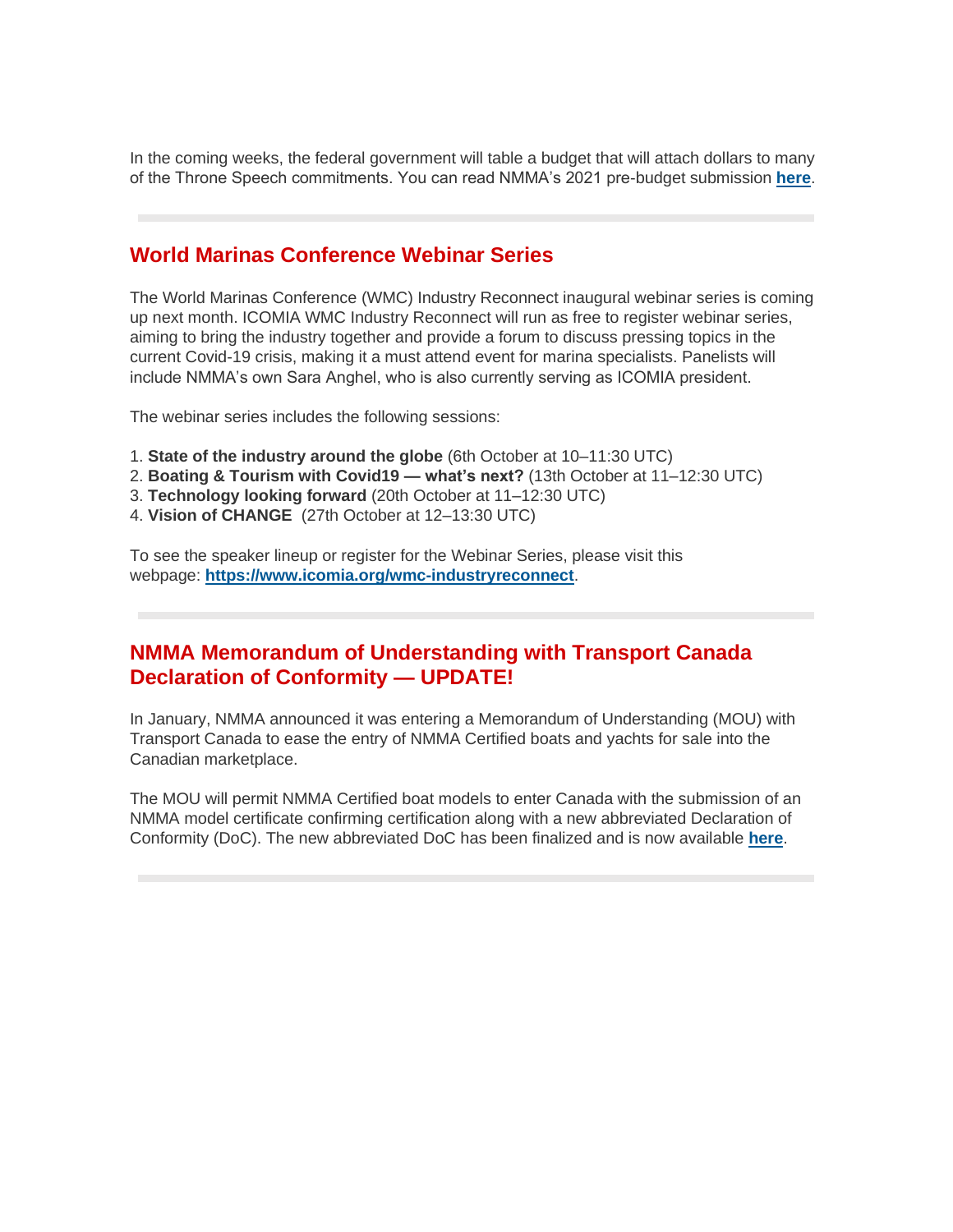In the coming weeks, the federal government will table a budget that will attach dollars to many of the Throne Speech commitments. You can read NMMA's 2021 pre-budget submission **here**.

---

## World Marinas Conference Webinar Series

The World Marinas Conference (WMC) Industry Reconnect inaugural webinar series is coming up next month. ICOMIA WMC Industry Reconnect will run as free to register webinar series, aiming to bring the industry together and provide a forum to discuss pressing topics in the current Covid-19 crisis, making it a must attend event for marina specialists. Panelists will include NMMA's own Sara Anghel, who is also currently serving as ICOMIA president.

The webinar series includes the following sessions:

1. **State of the industry around the globe** (6th October at 10–11:30 UTC)
2. **Boating & Tourism with Covid19 — what's next?** (13th October at 11–12:30 UTC)
3. **Technology looking forward** (20th October at 11–12:30 UTC)
4. **Vision of CHANGE** (27th October at 12–13:30 UTC)

To see the speaker lineup or register for the Webinar Series, please visit this webpage: **https://www.icomia.org/wmc-industryreconnect**.

---

## NMMA Memorandum of Understanding with Transport Canada Declaration of Conformity — UPDATE!

In January, NMMA announced it was entering a Memorandum of Understanding (MOU) with Transport Canada to ease the entry of NMMA Certified boats and yachts for sale into the Canadian marketplace.

The MOU will permit NMMA Certified boat models to enter Canada with the submission of an NMMA model certificate confirming certification along with a new abbreviated Declaration of Conformity (DoC). The new abbreviated DoC has been finalized and is now available **here**.

---